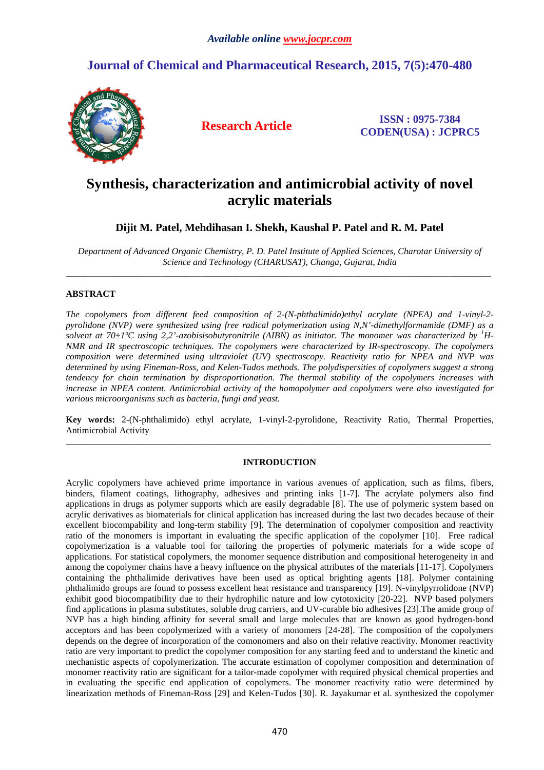# Synthesis, characterization and antimicrobial activity of novel acrylic materials

**Dijit M. Patel, Mehdihasan I. Shekh, Kaushal P. Patel and R. M. Patel**

*Department of Advanced Organic Chemistry, P. D. Patel Institute of Applied Sciences, Charotar University of Science and Technology (CHARUSAT), Changa, Gujarat, India*

---

## ABSTRACT

*The copolymers from different feed composition of 2-(N-phthalimido)ethyl acrylate (NPEA) and 1-vinyl-2-pyrolidone (NVP) were synthesized using free radical polymerization using N,N'-dimethylformamide (DMF) as a solvent at 70±1ºC using 2,2'-azobisisobutyronitrile (AIBN) as initiator. The monomer was characterized by $^1$H-NMR and IR spectroscopic techniques. The copolymers were characterized by IR-spectroscopy. The copolymers composition were determined using ultraviolet (UV) spectroscopy. Reactivity ratio for NPEA and NVP was determined by using Fineman-Ross, and Kelen-Tudos methods. The polydispersities of copolymers suggest a strong tendency for chain termination by disproportionation. The thermal stability of the copolymers increases with increase in NPEA content. Antimicrobial activity of the homopolymer and copolymers were also investigated for various microorganisms such as bacteria, fungi and yeast.*

**Key words:** 2-(N-phthalimido) ethyl acrylate, 1-vinyl-2-pyrolidone, Reactivity Ratio, Thermal Properties, Antimicrobial Activity

---

## INTRODUCTION

Acrylic copolymers have achieved prime importance in various avenues of application, such as films, fibers, binders, filament coatings, lithography, adhesives and printing inks [1-7]. The acrylate polymers also find applications in drugs as polymer supports which are easily degradable [8]. The use of polymeric system based on acrylic derivatives as biomaterials for clinical application has increased during the last two decades because of their excellent biocompability and long-term stability [9]. The determination of copolymer composition and reactivity ratio of the monomers is important in evaluating the specific application of the copolymer [10]. Free radical copolymerization is a valuable tool for tailoring the properties of polymeric materials for a wide scope of applications. For statistical copolymers, the monomer sequence distribution and compositional heterogeneity in and among the copolymer chains have a heavy influence on the physical attributes of the materials [11-17]. Copolymers containing the phthalimide derivatives have been used as optical brighting agents [18]. Polymer containing phthalimido groups are found to possess excellent heat resistance and transparency [19]. N-vinylpyrrolidone (NVP) exhibit good biocompatibility due to their hydrophilic nature and low cytotoxicity [20-22]. NVP based polymers find applications in plasma substitutes, soluble drug carriers, and UV-curable bio adhesives [23].The amide group of NVP has a high binding affinity for several small and large molecules that are known as good hydrogen-bond acceptors and has been copolymerized with a variety of monomers [24-28]. The composition of the copolymers depends on the degree of incorporation of the comonomers and also on their relative reactivity. Monomer reactivity ratio are very important to predict the copolymer composition for any starting feed and to understand the kinetic and mechanistic aspects of copolymerization. The accurate estimation of copolymer composition and determination of monomer reactivity ratio are significant for a tailor-made copolymer with required physical chemical properties and in evaluating the specific end application of copolymers. The monomer reactivity ratio were determined by linearization methods of Fineman-Ross [29] and Kelen-Tudos [30]. R. Jayakumar et al. synthesized the copolymer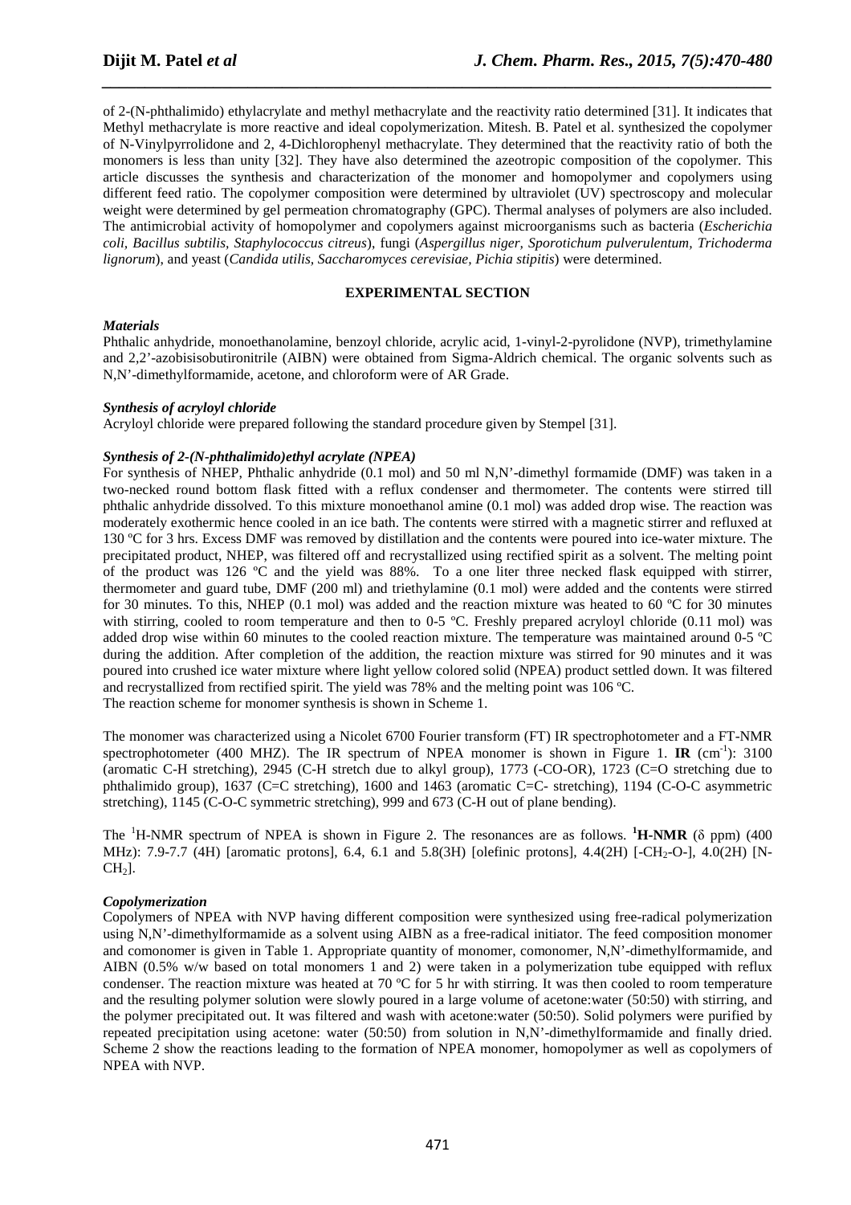of 2-(N-phthalimido) ethylacrylate and methyl methacrylate and the reactivity ratio determined [31]. It indicates that Methyl methacrylate is more reactive and ideal copolymerization. Mitesh. B. Patel et al. synthesized the copolymer of N-Vinylpyrrolidone and 2, 4-Dichlorophenyl methacrylate. They determined that the reactivity ratio of both the monomers is less than unity [32]. They have also determined the azeotropic composition of the copolymer. This article discusses the synthesis and characterization of the monomer and homopolymer and copolymers using different feed ratio. The copolymer composition were determined by ultraviolet (UV) spectroscopy and molecular weight were determined by gel permeation chromatography (GPC). Thermal analyses of polymers are also included. The antimicrobial activity of homopolymer and copolymers against microorganisms such as bacteria (*Escherichia coli, Bacillus subtilis, Staphylococcus citreus*), fungi (*Aspergillus niger, Sporotichum pulverulentum, Trichoderma lignorum*), and yeast (*Candida utilis, Saccharomyces cerevisiae, Pichia stipitis*) were determined.

## EXPERIMENTAL SECTION

### *Materials*

Phthalic anhydride, monoethanolamine, benzoyl chloride, acrylic acid, 1-vinyl-2-pyrolidone (NVP), trimethylamine and 2,2'-azobisisobutironitrile (AIBN) were obtained from Sigma-Aldrich chemical. The organic solvents such as N,N'-dimethylformamide, acetone, and chloroform were of AR Grade.

### *Synthesis of acryloyl chloride*

Acryloyl chloride were prepared following the standard procedure given by Stempel [31].

### *Synthesis of 2-(N-phthalimido)ethyl acrylate (NPEA)*

For synthesis of NHEP, Phthalic anhydride (0.1 mol) and 50 ml N,N'-dimethyl formamide (DMF) was taken in a two-necked round bottom flask fitted with a reflux condenser and thermometer. The contents were stirred till phthalic anhydride dissolved. To this mixture monoethanol amine (0.1 mol) was added drop wise. The reaction was moderately exothermic hence cooled in an ice bath. The contents were stirred with a magnetic stirrer and refluxed at 130 ºC for 3 hrs. Excess DMF was removed by distillation and the contents were poured into ice-water mixture. The precipitated product, NHEP, was filtered off and recrystallized using rectified spirit as a solvent. The melting point of the product was 126 ºC and the yield was 88%. To a one liter three necked flask equipped with stirrer, thermometer and guard tube, DMF (200 ml) and triethylamine (0.1 mol) were added and the contents were stirred for 30 minutes. To this, NHEP (0.1 mol) was added and the reaction mixture was heated to 60 ºC for 30 minutes with stirring, cooled to room temperature and then to 0-5 ºC. Freshly prepared acryloyl chloride (0.11 mol) was added drop wise within 60 minutes to the cooled reaction mixture. The temperature was maintained around 0-5 ºC during the addition. After completion of the addition, the reaction mixture was stirred for 90 minutes and it was poured into crushed ice water mixture where light yellow colored solid (NPEA) product settled down. It was filtered and recrystallized from rectified spirit. The yield was 78% and the melting point was 106 ºC.
The reaction scheme for monomer synthesis is shown in Scheme 1.

The monomer was characterized using a Nicolet 6700 Fourier transform (FT) IR spectrophotometer and a FT-NMR spectrophotometer (400 MHZ). The IR spectrum of NPEA monomer is shown in Figure 1. **IR** ($cm^{-1}$): 3100 (aromatic C-H stretching), 2945 (C-H stretch due to alkyl group), 1773 (-CO-OR), 1723 (C=O stretching due to phthalimido group), 1637 (C=C stretching), 1600 and 1463 (aromatic C=C- stretching), 1194 (C-O-C asymmetric stretching), 1145 (C-O-C symmetric stretching), 999 and 673 (C-H out of plane bending).

The $^{1}$H-NMR spectrum of NPEA is shown in Figure 2. The resonances are as follows. **$^{1}$H-NMR** ($\delta$ ppm) (400 MHz): 7.9-7.7 (4H) [aromatic protons], 6.4, 6.1 and 5.8(3H) [olefinic protons], 4.4(2H) [-$CH_2$-O-], 4.0(2H) [N-$CH_2$].

### *Copolymerization*

Copolymers of NPEA with NVP having different composition were synthesized using free-radical polymerization using N,N'-dimethylformamide as a solvent using AIBN as a free-radical initiator. The feed composition monomer and comonomer is given in Table 1. Appropriate quantity of monomer, comonomer, N,N'-dimethylformamide, and AIBN (0.5% w/w based on total monomers 1 and 2) were taken in a polymerization tube equipped with reflux condenser. The reaction mixture was heated at 70 ºC for 5 hr with stirring. It was then cooled to room temperature and the resulting polymer solution were slowly poured in a large volume of acetone:water (50:50) with stirring, and the polymer precipitated out. It was filtered and wash with acetone:water (50:50). Solid polymers were purified by repeated precipitation using acetone: water (50:50) from solution in N,N'-dimethylformamide and finally dried. Scheme 2 show the reactions leading to the formation of NPEA monomer, homopolymer as well as copolymers of NPEA with NVP.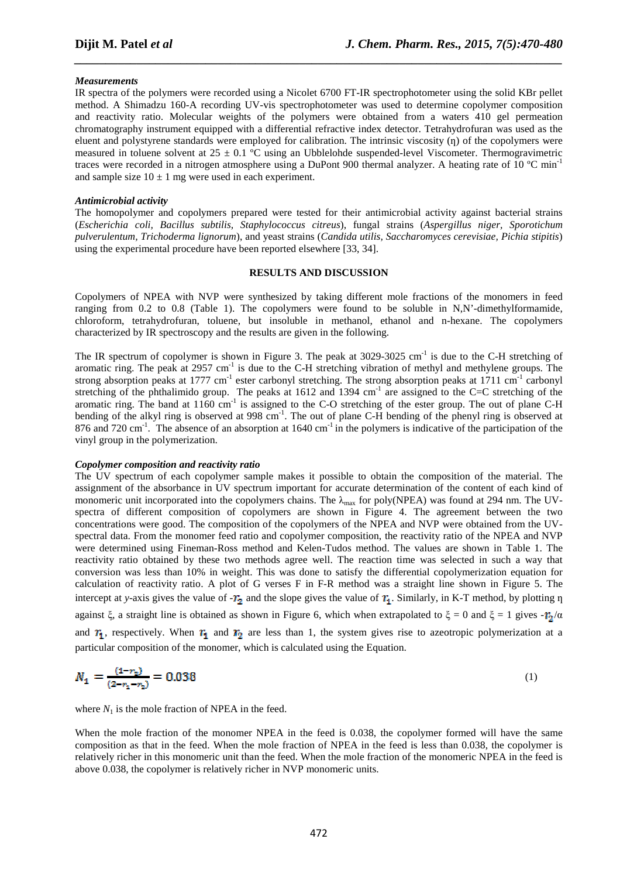### *Measurements*

IR spectra of the polymers were recorded using a Nicolet 6700 FT-IR spectrophotometer using the solid KBr pellet method. A Shimadzu 160-A recording UV-vis spectrophotometer was used to determine copolymer composition and reactivity ratio. Molecular weights of the polymers were obtained from a waters 410 gel permeation chromatography instrument equipped with a differential refractive index detector. Tetrahydrofuran was used as the eluent and polystyrene standards were employed for calibration. The intrinsic viscosity (η) of the copolymers were measured in toluene solvent at 25 ± 0.1 ºC using an Ubblelohde suspended-level Viscometer. Thermogravimetric traces were recorded in a nitrogen atmosphere using a DuPont 900 thermal analyzer. A heating rate of 10 ºC $min^{-1}$ and sample size 10 ± 1 mg were used in each experiment.

### *Antimicrobial activity*

The homopolymer and copolymers prepared were tested for their antimicrobial activity against bacterial strains (*Escherichia coli, Bacillus subtilis, Staphylococcus citreus*), fungal strains (*Aspergillus niger, Sporotichum pulverulentum, Trichoderma lignorum*), and yeast strains (*Candida utilis, Saccharomyces cerevisiae, Pichia stipitis*) using the experimental procedure have been reported elsewhere [33, 34].

## RESULTS AND DISCUSSION

Copolymers of NPEA with NVP were synthesized by taking different mole fractions of the monomers in feed ranging from 0.2 to 0.8 (Table 1). The copolymers were found to be soluble in N,N'-dimethylformamide, chloroform, tetrahydrofuran, toluene, but insoluble in methanol, ethanol and n-hexane. The copolymers characterized by IR spectroscopy and the results are given in the following.

The IR spectrum of copolymer is shown in Figure 3. The peak at 3029-3025 $cm^{-1}$ is due to the C-H stretching of aromatic ring. The peak at 2957 $cm^{-1}$ is due to the C-H stretching vibration of methyl and methylene groups. The strong absorption peaks at 1777 $cm^{-1}$ ester carbonyl stretching. The strong absorption peaks at 1711 $cm^{-1}$ carbonyl stretching of the phthalimido group. The peaks at 1612 and 1394 $cm^{-1}$ are assigned to the C=C stretching of the aromatic ring. The band at 1160 $cm^{-1}$ is assigned to the C-O stretching of the ester group. The out of plane C-H bending of the alkyl ring is observed at 998 $cm^{-1}$. The out of plane C-H bending of the phenyl ring is observed at 876 and 720 $cm^{-1}$. The absence of an absorption at 1640 $cm^{-1}$ in the polymers is indicative of the participation of the vinyl group in the polymerization.

### *Copolymer composition and reactivity ratio*

The UV spectrum of each copolymer sample makes it possible to obtain the composition of the material. The assignment of the absorbance in UV spectrum important for accurate determination of the content of each kind of monomeric unit incorporated into the copolymers chains. The $\lambda_{max}$ for poly(NPEA) was found at 294 nm. The UV-spectra of different composition of copolymers are shown in Figure 4. The agreement between the two concentrations were good. The composition of the copolymers of the NPEA and NVP were obtained from the UV-spectral data. From the monomer feed ratio and copolymer composition, the reactivity ratio of the NPEA and NVP were determined using Fineman-Ross method and Kelen-Tudos method. The values are shown in Table 1. The reactivity ratio obtained by these two methods agree well. The reaction time was selected in such a way that conversion was less than 10% in weight. This was done to satisfy the differential copolymerization equation for calculation of reactivity ratio. A plot of G verses F in F-R method was a straight line shown in Figure 5. The intercept at *y*-axis gives the value of $-r_2$ and the slope gives the value of $r_1$. Similarly, in K-T method, by plotting η against ξ, a straight line is obtained as shown in Figure 6, which when extrapolated to ξ = 0 and ξ = 1 gives $-r_2/\alpha$ and $r_1$, respectively. When $r_1$ and $r_2$ are less than 1, the system gives rise to azeotropic polymerization at a particular composition of the monomer, which is calculated using the Equation.

$$N_1 = \frac{(1-r_2)}{(2-r_1-r_2)} = 0.038 \tag{1}$$

where $N_1$ is the mole fraction of NPEA in the feed.

When the mole fraction of the monomer NPEA in the feed is 0.038, the copolymer formed will have the same composition as that in the feed. When the mole fraction of NPEA in the feed is less than 0.038, the copolymer is relatively richer in this monomeric unit than the feed. When the mole fraction of the monomeric NPEA in the feed is above 0.038, the copolymer is relatively richer in NVP monomeric units.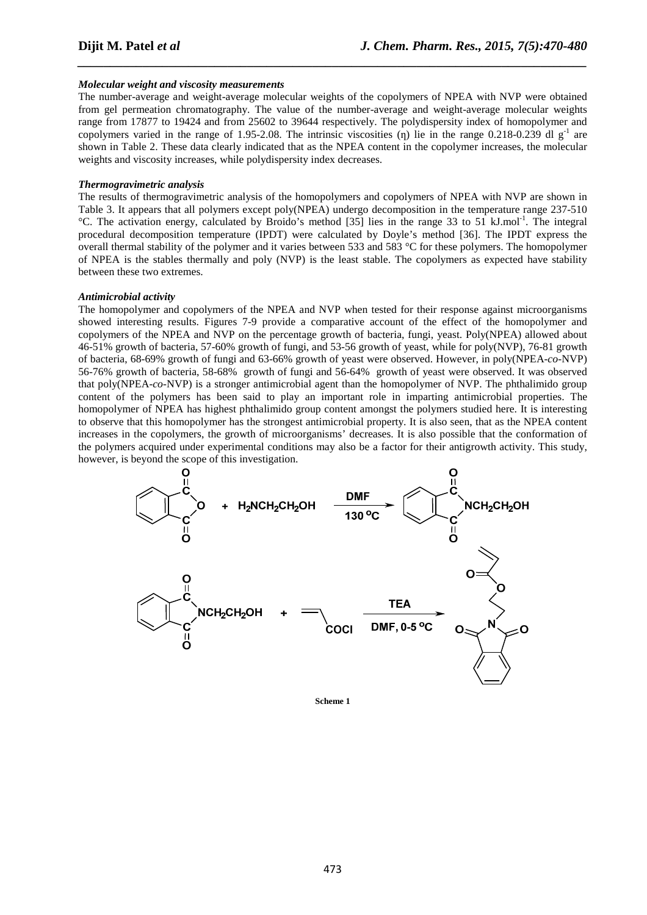### *Molecular weight and viscosity measurements*

The number-average and weight-average molecular weights of the copolymers of NPEA with NVP were obtained from gel permeation chromatography. The value of the number-average and weight-average molecular weights range from 17877 to 19424 and from 25602 to 39644 respectively. The polydispersity index of homopolymer and copolymers varied in the range of 1.95-2.08. The intrinsic viscosities (η) lie in the range 0.218-0.239 dl $g^{-1}$ are shown in Table 2. These data clearly indicated that as the NPEA content in the copolymer increases, the molecular weights and viscosity increases, while polydispersity index decreases.

### *Thermogravimetric analysis*

The results of thermogravimetric analysis of the homopolymers and copolymers of NPEA with NVP are shown in Table 3. It appears that all polymers except poly(NPEA) undergo decomposition in the temperature range 237-510 °C. The activation energy, calculated by Broido's method [35] lies in the range 33 to 51 kJ.mol$^{-1}$. The integral procedural decomposition temperature (IPDT) were calculated by Doyle's method [36]. The IPDT express the overall thermal stability of the polymer and it varies between 533 and 583 °C for these polymers. The homopolymer of NPEA is the stables thermally and poly (NVP) is the least stable. The copolymers as expected have stability between these two extremes.

### *Antimicrobial activity*

The homopolymer and copolymers of the NPEA and NVP when tested for their response against microorganisms showed interesting results. Figures 7-9 provide a comparative account of the effect of the homopolymer and copolymers of the NPEA and NVP on the percentage growth of bacteria, fungi, yeast. Poly(NPEA) allowed about 46-51% growth of bacteria, 57-60% growth of fungi, and 53-56 growth of yeast, while for poly(NVP), 76-81 growth of bacteria, 68-69% growth of fungi and 63-66% growth of yeast were observed. However, in poly(NPEA-*co*-NVP) 56-76% growth of bacteria, 58-68% growth of fungi and 56-64% growth of yeast were observed. It was observed that poly(NPEA-*co*-NVP) is a stronger antimicrobial agent than the homopolymer of NVP. The phthalimido group content of the polymers has been said to play an important role in imparting antimicrobial properties. The homopolymer of NPEA has highest phthalimido group content amongst the polymers studied here. It is interesting to observe that this homopolymer has the strongest antimicrobial property. It is also seen, that as the NPEA content increases in the copolymers, the growth of microorganisms' decreases. It is also possible that the conformation of the polymers acquired under experimental conditions may also be a factor for their antigrowth activity. This study, however, is beyond the scope of this investigation.

Phthalic anhydride + $H_2NCH_2CH_2OH$ $\xrightarrow[130\ ^oC]{DMF}$ N-($CH_2CH_2OH$)phthalimide

N-($CH_2CH_2OH$)phthalimide + $CH_2=CHCOCl$ $\xrightarrow[DMF,\ 0\text{-}5\ ^oC]{TEA}$ 2-phthalimidoethyl acrylate (NPEA)

**Scheme 1**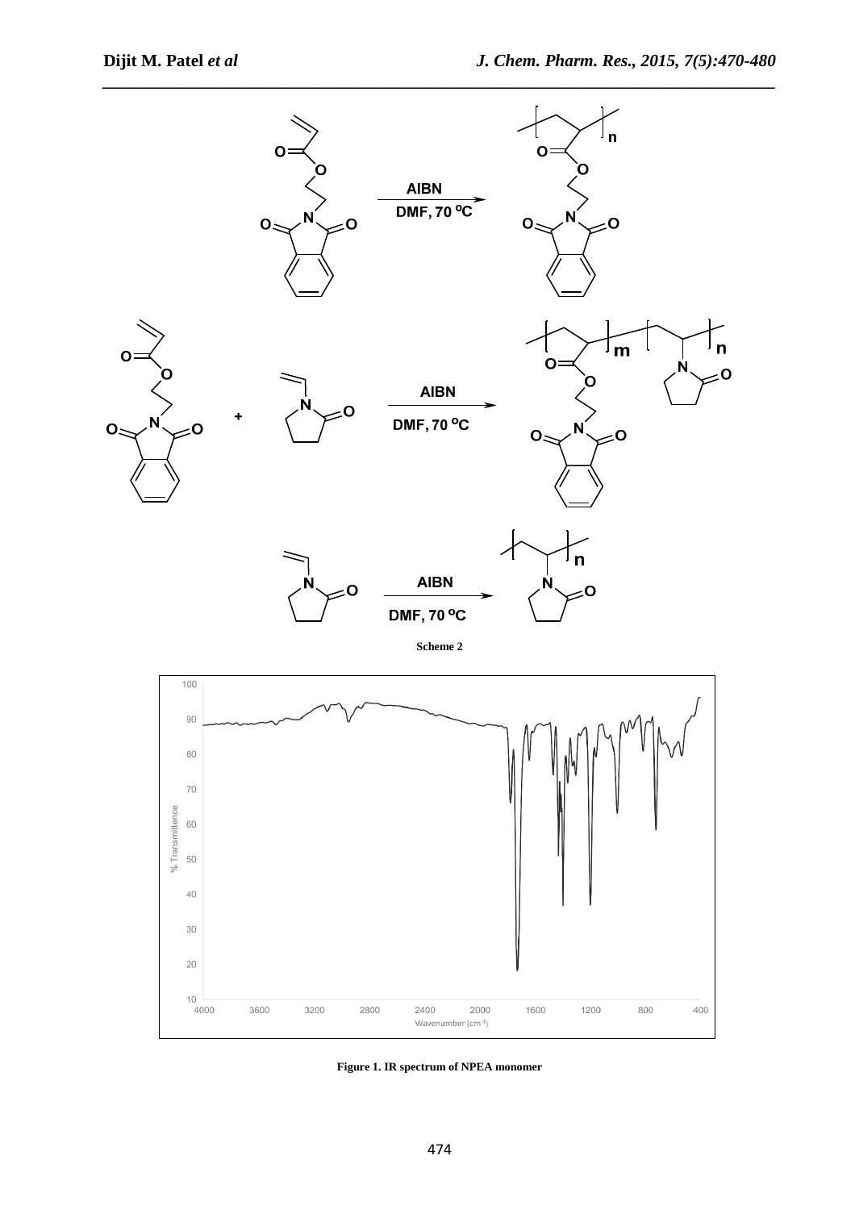Scheme 2

Figure 1. IR spectrum of NPEA monomer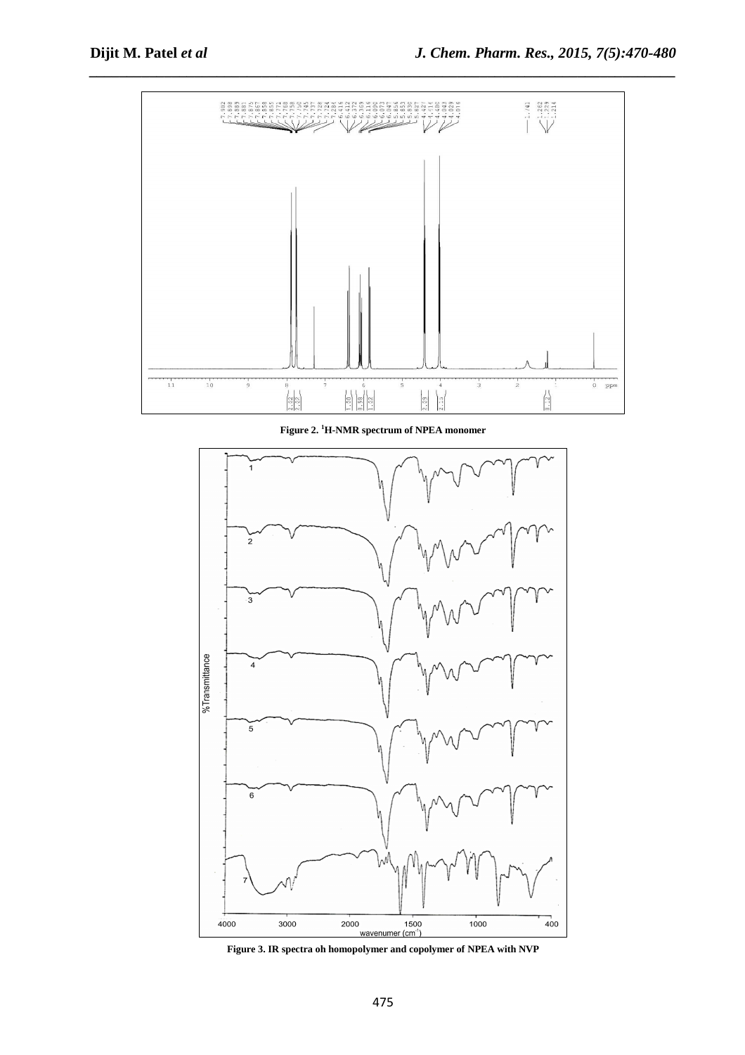Figure 2. $^1$H-NMR spectrum of NPEA monomer

Figure 3. IR spectra oh homopolymer and copolymer of NPEA with NVP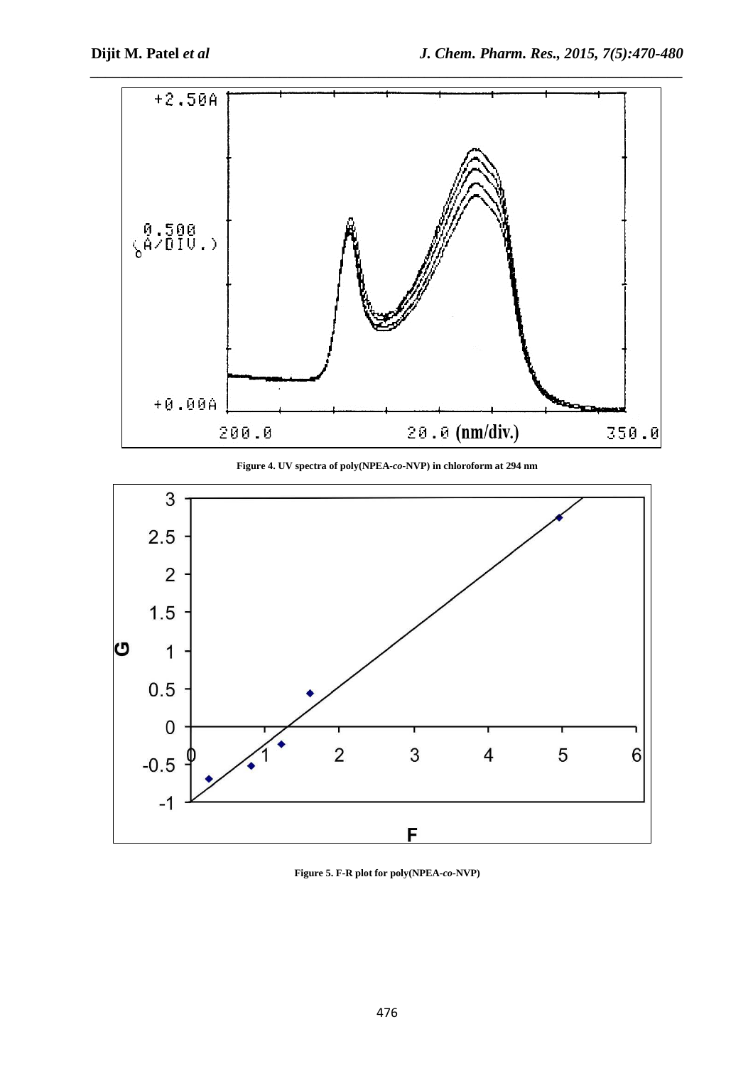Figure 4. UV spectra of poly(NPEA-*co*-NVP) in chloroform at 294 nm

Figure 5. F-R plot for poly(NPEA-*co*-NVP)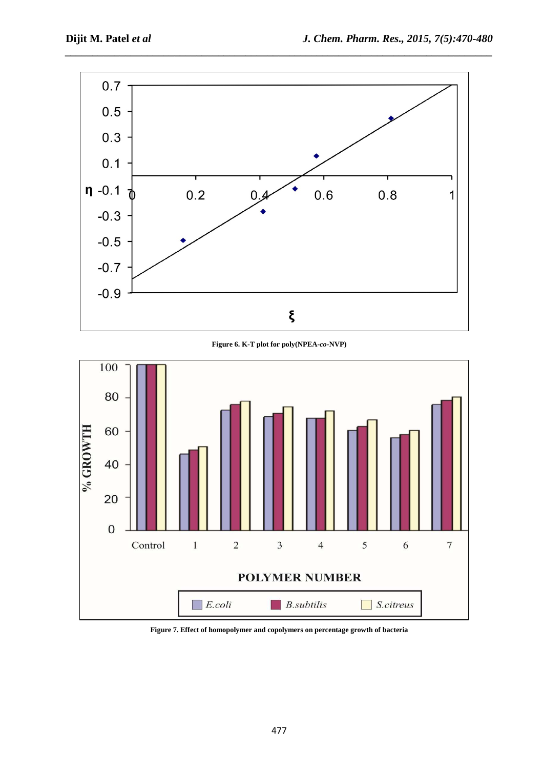Figure 6. K-T plot for poly(NPEA-*co*-NVP)

Figure 7. Effect of homopolymer and copolymers on percentage growth of bacteria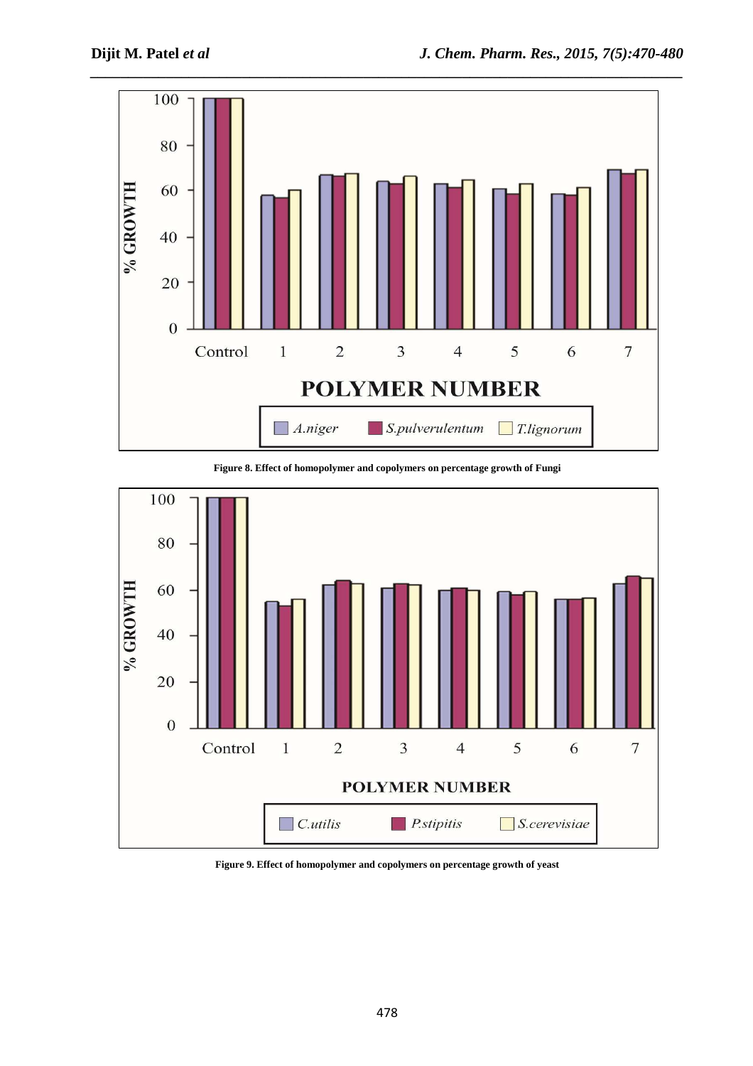Figure 8. Effect of homopolymer and copolymers on percentage growth of Fungi

Figure 9. Effect of homopolymer and copolymers on percentage growth of yeast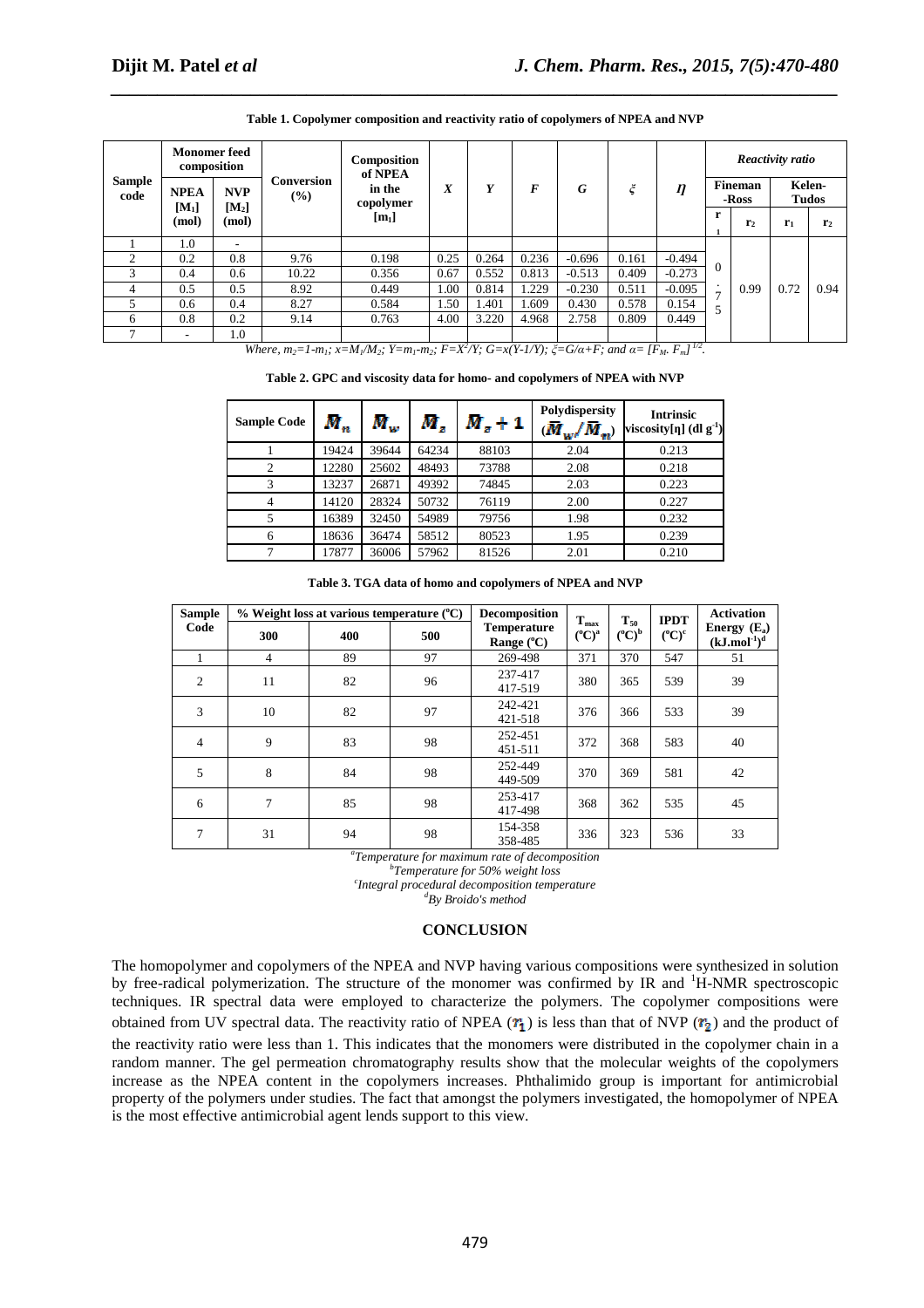**Table 1. Copolymer composition and reactivity ratio of copolymers of NPEA and NVP**

| Sample code | Monomer feed composition | | Conversion (%) | Composition of NPEA in the copolymer $[m_1]$ | $X$ | $Y$ | $F$ | $G$ | $\xi$ | $\eta$ | Reactivity ratio | | | |
|---|---|---|---|---|---|---|---|---|---|---|---|---|---|---|
| | NPEA $[M_1]$ (mol) | NVP $[M_2]$ (mol) | | | | | | | | | Fineman-Ross | | Kelen-Tudos | |
| | | | | | | | | | | | $r_1$ | $r_2$ | $r_1$ | $r_2$ |
| 1 | 1.0 | - | | | | | | | | | | | | |
| 2 | 0.2 | 0.8 | 9.76 | 0.198 | 0.25 | 0.264 | 0.236 | -0.696 | 0.161 | -0.494 | 0.75 | 0.99 | 0.72 | 0.94 |
| 3 | 0.4 | 0.6 | 10.22 | 0.356 | 0.67 | 0.552 | 0.813 | -0.513 | 0.409 | -0.273 | | | | |
| 4 | 0.5 | 0.5 | 8.92 | 0.449 | 1.00 | 0.814 | 1.229 | -0.230 | 0.511 | -0.095 | | | | |
| 5 | 0.6 | 0.4 | 8.27 | 0.584 | 1.50 | 1.401 | 1.609 | 0.430 | 0.578 | 0.154 | | | | |
| 6 | 0.8 | 0.2 | 9.14 | 0.763 | 4.00 | 3.220 | 4.968 | 2.758 | 0.809 | 0.449 | | | | |
| 7 | - | 1.0 | | | | | | | | | | | | |

*Where, $m_2=1-m_1$; $x=M_1/M_2$; $Y=m_1$-$m_2$; $F=X^2/Y$; $G=x(Y$-$1/Y)$; $\xi=G/\alpha+F$; and $\alpha=[F_M.\ F_m]^{1/2}$.*

**Table 2. GPC and viscosity data for homo- and copolymers of NPEA with NVP**

| Sample Code | $\bar{M}_n$ | $\bar{M}_w$ | $\bar{M}_z$ | $\bar{M}_z+1$ | Polydispersity $(\bar{M}_w/\bar{M}_n)$ | Intrinsic viscosity[η] (dl g$^{-1}$) |
|---|---|---|---|---|---|---|
| 1 | 19424 | 39644 | 64234 | 88103 | 2.04 | 0.213 |
| 2 | 12280 | 25602 | 48493 | 73788 | 2.08 | 0.218 |
| 3 | 13237 | 26871 | 49392 | 74845 | 2.03 | 0.223 |
| 4 | 14120 | 28324 | 50732 | 76119 | 2.00 | 0.227 |
| 5 | 16389 | 32450 | 54989 | 79756 | 1.98 | 0.232 |
| 6 | 18636 | 36474 | 58512 | 80523 | 1.95 | 0.239 |
| 7 | 17877 | 36006 | 57962 | 81526 | 2.01 | 0.210 |

**Table 3. TGA data of homo and copolymers of NPEA and NVP**

| Sample Code | % Weight loss at various temperature (°C) | | | Decomposition Temperature Range (°C) | $T_{max}$ (°C)[a] | $T_{50}$ (°C)[b] | IPDT (°C)[c] | Activation Energy ($E_a$) (kJ.mol$^{-1}$)[d] |
|---|---|---|---|---|---|---|---|---|
| | 300 | 400 | 500 | | | | | |
| 1 | 4 | 89 | 97 | 269-498 | 371 | 370 | 547 | 51 |
| 2 | 11 | 82 | 96 | 237-417<br>417-519 | 380 | 365 | 539 | 39 |
| 3 | 10 | 82 | 97 | 242-421<br>421-518 | 376 | 366 | 533 | 39 |
| 4 | 9 | 83 | 98 | 252-451<br>451-511 | 372 | 368 | 583 | 40 |
| 5 | 8 | 84 | 98 | 252-449<br>449-509 | 370 | 369 | 581 | 42 |
| 6 | 7 | 85 | 98 | 253-417<br>417-498 | 368 | 362 | 535 | 45 |
| 7 | 31 | 94 | 98 | 154-358<br>358-485 | 336 | 323 | 536 | 33 |

[a]*Temperature for maximum rate of decomposition*
[b]*Temperature for 50% weight loss*
[c]*Integral procedural decomposition temperature*
[d]*By Broido's method*

## CONCLUSION

The homopolymer and copolymers of the NPEA and NVP having various compositions were synthesized in solution by free-radical polymerization. The structure of the monomer was confirmed by IR and $^1$H-NMR spectroscopic techniques. IR spectral data were employed to characterize the polymers. The copolymer compositions were obtained from UV spectral data. The reactivity ratio of NPEA ($r_1$) is less than that of NVP ($r_2$) and the product of the reactivity ratio were less than 1. This indicates that the monomers were distributed in the copolymer chain in a random manner. The gel permeation chromatography results show that the molecular weights of the copolymers increase as the NPEA content in the copolymers increases. Phthalimido group is important for antimicrobial property of the polymers under studies. The fact that amongst the polymers investigated, the homopolymer of NPEA is the most effective antimicrobial agent lends support to this view.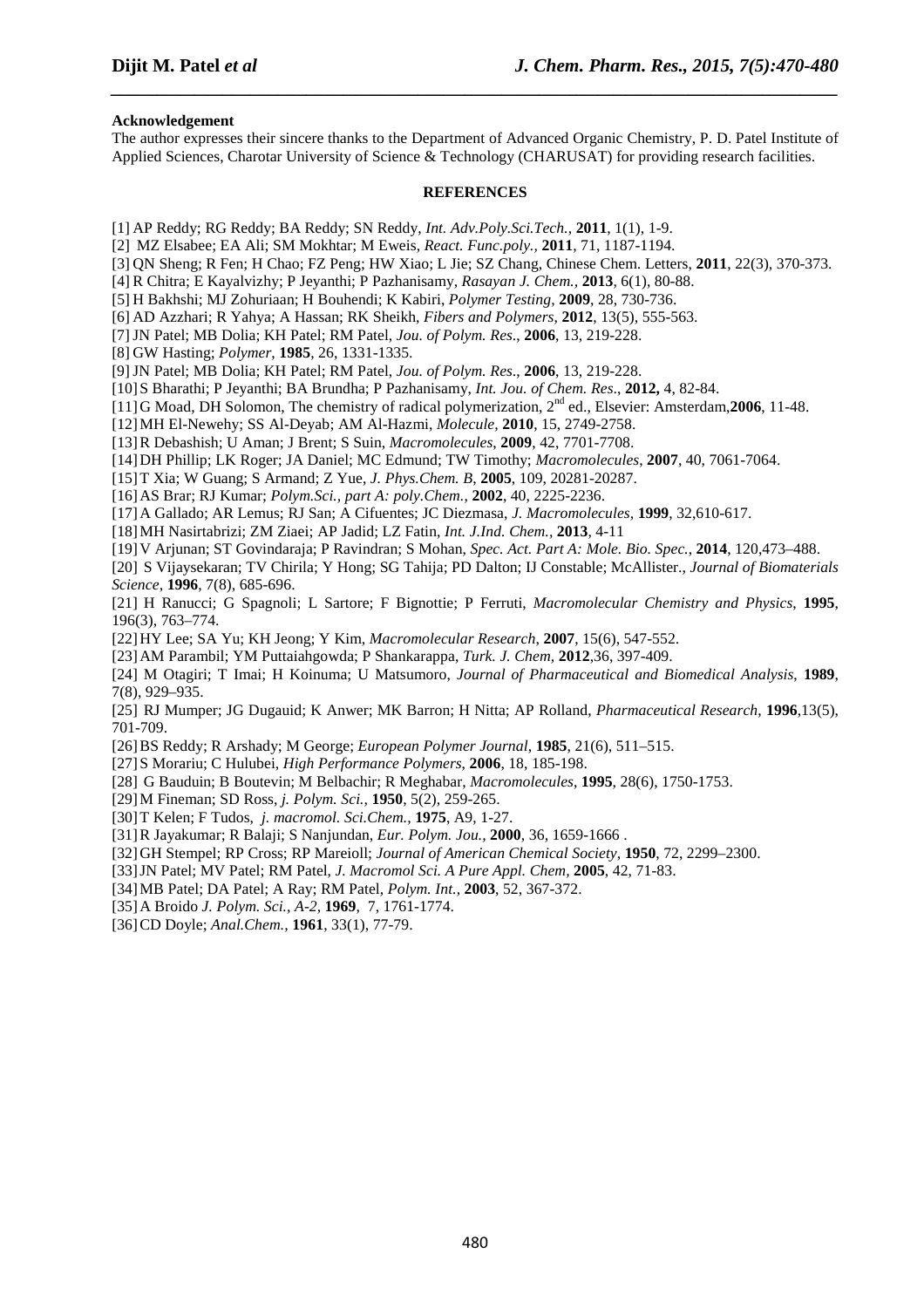**Acknowledgement**

The author expresses their sincere thanks to the Department of Advanced Organic Chemistry, P. D. Patel Institute of Applied Sciences, Charotar University of Science & Technology (CHARUSAT) for providing research facilities.

## REFERENCES

[1] AP Reddy; RG Reddy; BA Reddy; SN Reddy, *Int. Adv.Poly.Sci.Tech.*, **2011**, 1(1), 1-9.

[2] MZ Elsabee; EA Ali; SM Mokhtar; M Eweis, *React. Func.poly.*, **2011**, 71, 1187-1194.

[3] QN Sheng; R Fen; H Chao; FZ Peng; HW Xiao; L Jie; SZ Chang, Chinese Chem. Letters, **2011**, 22(3), 370-373.

[4] R Chitra; E Kayalvizhy; P Jeyanthi; P Pazhanisamy, *Rasayan J. Chem.*, **2013**, 6(1), 80-88.

[5] H Bakhshi; MJ Zohuriaan; H Bouhendi; K Kabiri, *Polymer Testing*, **2009**, 28, 730-736.

[6] AD Azzhari; R Yahya; A Hassan; RK Sheikh, *Fibers and Polymers*, **2012**, 13(5), 555-563.

[7] JN Patel; MB Dolia; KH Patel; RM Patel, *Jou. of Polym. Res.*, **2006**, 13, 219-228.

[8] GW Hasting; *Polymer*, **1985**, 26, 1331-1335.

[9] JN Patel; MB Dolia; KH Patel; RM Patel, *Jou. of Polym. Res.*, **2006**, 13, 219-228.

[10] S Bharathi; P Jeyanthi; BA Brundha; P Pazhanisamy, *Int. Jou. of Chem. Res.*, **2012,** 4, 82-84.

[11] G Moad, DH Solomon, The chemistry of radical polymerization, 2nd ed., Elsevier: Amsterdam,**2006**, 11-48.

[12] MH El-Newehy; SS Al-Deyab; AM Al-Hazmi, *Molecule*, **2010**, 15, 2749-2758.

[13] R Debashish; U Aman; J Brent; S Suin, *Macromolecules*, **2009**, 42, 7701-7708.

[14] DH Phillip; LK Roger; JA Daniel; MC Edmund; TW Timothy; *Macromolecules*, **2007**, 40, 7061-7064.

[15] T Xia; W Guang; S Armand; Z Yue, *J. Phys.Chem. B*, **2005**, 109, 20281-20287.

[16] AS Brar; RJ Kumar; *Polym.Sci., part A: poly.Chem.*, **2002**, 40, 2225-2236.

[17] A Gallado; AR Lemus; RJ San; A Cifuentes; JC Diezmasa, *J. Macromolecules*, **1999**, 32,610-617.

[18] MH Nasirtabrizi; ZM Ziaei; AP Jadid; LZ Fatin, *Int. J.Ind. Chem.*, **2013**, 4-11

[19] V Arjunan; ST Govindaraja; P Ravindran; S Mohan, *Spec. Act. Part A: Mole. Bio. Spec.*, **2014**, 120,473–488.

[20] S Vijaysekaran; TV Chirila; Y Hong; SG Tahija; PD Dalton; IJ Constable; McAllister., *Journal of Biomaterials Science*, **1996**, 7(8), 685-696.

[21] H Ranucci; G Spagnoli; L Sartore; F Bignottie; P Ferruti, *Macromolecular Chemistry and Physics*, **1995**, 196(3), 763–774.

[22] HY Lee; SA Yu; KH Jeong; Y Kim, *Macromolecular Research*, **2007**, 15(6), 547-552.

[23] AM Parambil; YM Puttaiahgowda; P Shankarappa, *Turk. J. Chem*, **2012**,36, 397-409.

[24] M Otagiri; T Imai; H Koinuma; U Matsumoro, *Journal of Pharmaceutical and Biomedical Analysis*, **1989**, 7(8), 929–935.

[25] RJ Mumper; JG Dugauid; K Anwer; MK Barron; H Nitta; AP Rolland, *Pharmaceutical Research*, **1996**,13(5), 701-709.

[26] BS Reddy; R Arshady; M George; *European Polymer Journal*, **1985**, 21(6), 511–515.

[27] S Morariu; C Hulubei, *High Performance Polymers*, **2006**, 18, 185-198.

[28] G Bauduin; B Boutevin; M Belbachir; R Meghabar, *Macromolecules*, **1995**, 28(6), 1750-1753.

[29] M Fineman; SD Ross, *j. Polym. Sci.*, **1950**, 5(2), 259-265.

[30] T Kelen; F Tudos, *j. macromol. Sci.Chem.*, **1975**, A9, 1-27.

[31] R Jayakumar; R Balaji; S Nanjundan, *Eur. Polym. Jou.*, **2000**, 36, 1659-1666 .

[32] GH Stempel; RP Cross; RP Mareioll; *Journal of American Chemical Society*, **1950**, 72, 2299–2300.

[33] JN Patel; MV Patel; RM Patel, *J. Macromol Sci. A Pure Appl. Chem*, **2005**, 42, 71-83.

[34] MB Patel; DA Patel; A Ray; RM Patel, *Polym. Int.*, **2003**, 52, 367-372.

[35] A Broido *J. Polym. Sci., A-2*, **1969**, 7, 1761-1774.

[36] CD Doyle; *Anal.Chem.*, **1961**, 33(1), 77-79.